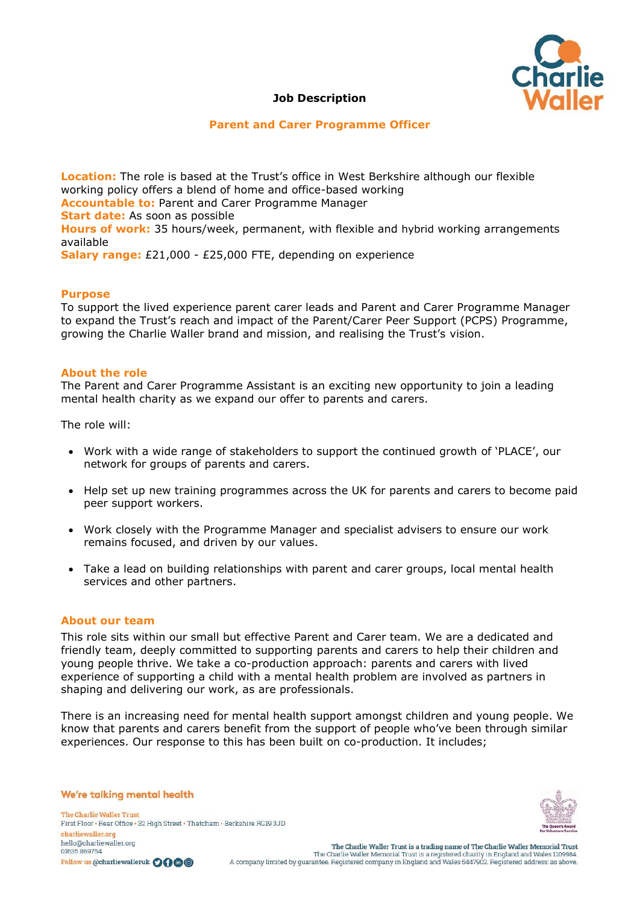# Job Description

## Parent and Carer Programme Officer

**Location:** The role is based at the Trust's office in West Berkshire although our flexible working policy offers a blend of home and office-based working
**Accountable to:** Parent and Carer Programme Manager
**Start date:** As soon as possible
**Hours of work:** 35 hours/week, permanent, with flexible and hybrid working arrangements available
**Salary range:** £21,000 - £25,000 FTE, depending on experience

### Purpose

To support the lived experience parent carer leads and Parent and Carer Programme Manager to expand the Trust's reach and impact of the Parent/Carer Peer Support (PCPS) Programme, growing the Charlie Waller brand and mission, and realising the Trust's vision.

### About the role

The Parent and Carer Programme Assistant is an exciting new opportunity to join a leading mental health charity as we expand our offer to parents and carers.

The role will:

- Work with a wide range of stakeholders to support the continued growth of 'PLACE', our network for groups of parents and carers.
- Help set up new training programmes across the UK for parents and carers to become paid peer support workers.
- Work closely with the Programme Manager and specialist advisers to ensure our work remains focused, and driven by our values.
- Take a lead on building relationships with parent and carer groups, local mental health services and other partners.

### About our team

This role sits within our small but effective Parent and Carer team. We are a dedicated and friendly team, deeply committed to supporting parents and carers to help their children and young people thrive. We take a co-production approach: parents and carers with lived experience of supporting a child with a mental health problem are involved as partners in shaping and delivering our work, as are professionals.

There is an increasing need for mental health support amongst children and young people. We know that parents and carers benefit from the support of people who've been through similar experiences. Our response to this has been built on co-production. It includes;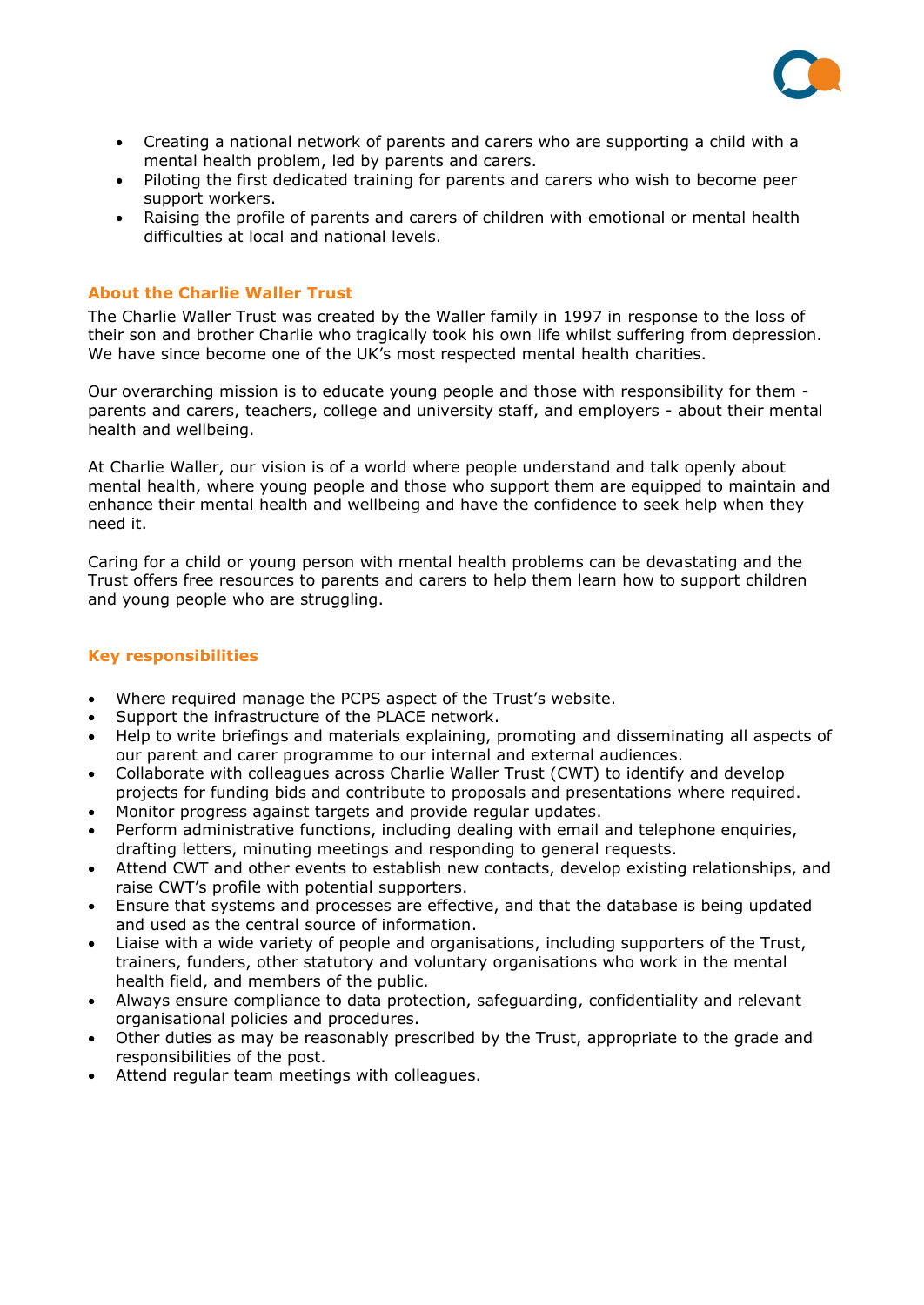- Creating a national network of parents and carers who are supporting a child with a mental health problem, led by parents and carers.
- Piloting the first dedicated training for parents and carers who wish to become peer support workers.
- Raising the profile of parents and carers of children with emotional or mental health difficulties at local and national levels.

### About the Charlie Waller Trust

The Charlie Waller Trust was created by the Waller family in 1997 in response to the loss of their son and brother Charlie who tragically took his own life whilst suffering from depression. We have since become one of the UK's most respected mental health charities.

Our overarching mission is to educate young people and those with responsibility for them - parents and carers, teachers, college and university staff, and employers - about their mental health and wellbeing.

At Charlie Waller, our vision is of a world where people understand and talk openly about mental health, where young people and those who support them are equipped to maintain and enhance their mental health and wellbeing and have the confidence to seek help when they need it.

Caring for a child or young person with mental health problems can be devastating and the Trust offers free resources to parents and carers to help them learn how to support children and young people who are struggling.

### Key responsibilities

- Where required manage the PCPS aspect of the Trust's website.
- Support the infrastructure of the PLACE network.
- Help to write briefings and materials explaining, promoting and disseminating all aspects of our parent and carer programme to our internal and external audiences.
- Collaborate with colleagues across Charlie Waller Trust (CWT) to identify and develop projects for funding bids and contribute to proposals and presentations where required.
- Monitor progress against targets and provide regular updates.
- Perform administrative functions, including dealing with email and telephone enquiries, drafting letters, minuting meetings and responding to general requests.
- Attend CWT and other events to establish new contacts, develop existing relationships, and raise CWT's profile with potential supporters.
- Ensure that systems and processes are effective, and that the database is being updated and used as the central source of information.
- Liaise with a wide variety of people and organisations, including supporters of the Trust, trainers, funders, other statutory and voluntary organisations who work in the mental health field, and members of the public.
- Always ensure compliance to data protection, safeguarding, confidentiality and relevant organisational policies and procedures.
- Other duties as may be reasonably prescribed by the Trust, appropriate to the grade and responsibilities of the post.
- Attend regular team meetings with colleagues.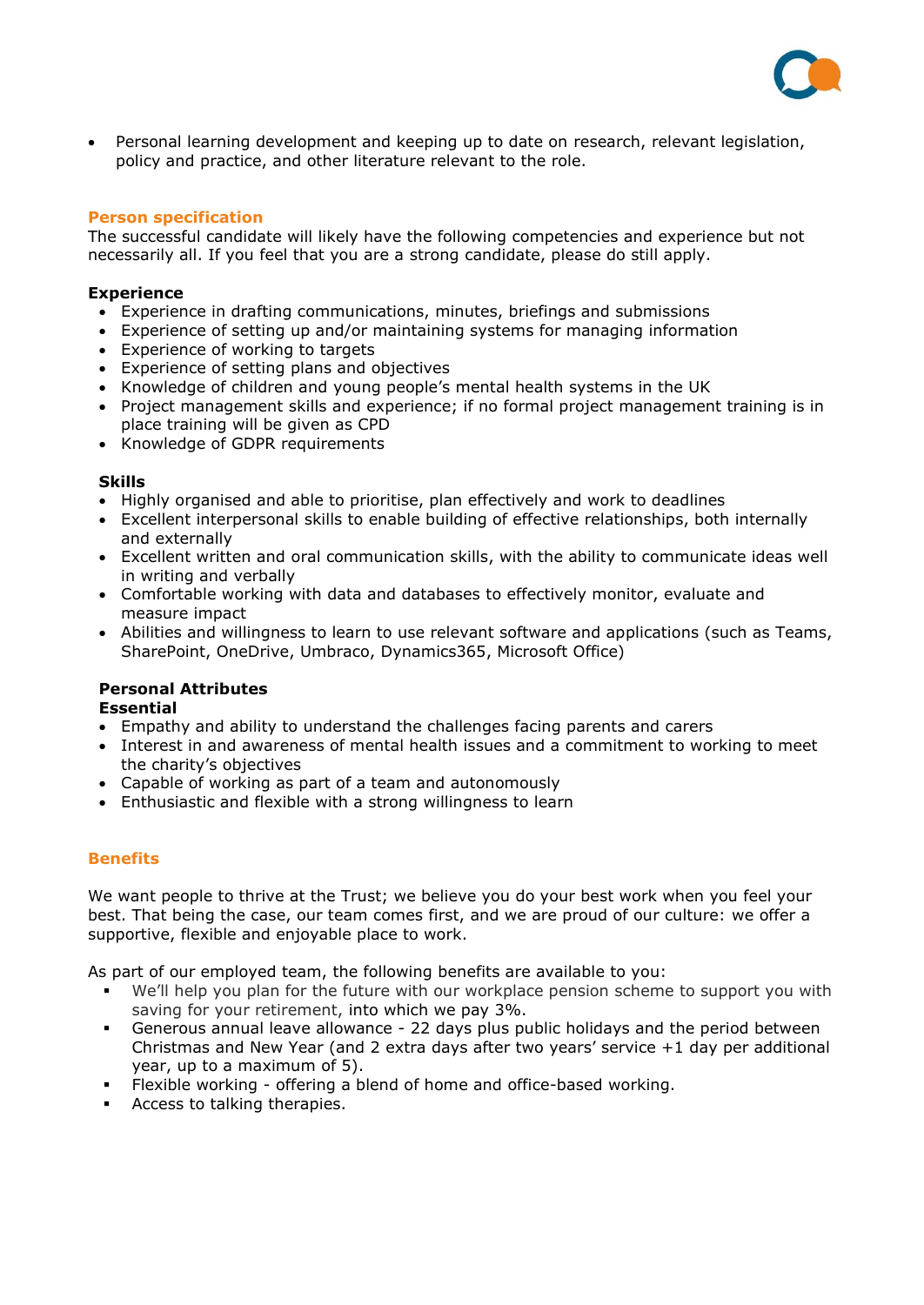- Personal learning development and keeping up to date on research, relevant legislation, policy and practice, and other literature relevant to the role.

## Person specification

The successful candidate will likely have the following competencies and experience but not necessarily all. If you feel that you are a strong candidate, please do still apply.

### Experience

- Experience in drafting communications, minutes, briefings and submissions
- Experience of setting up and/or maintaining systems for managing information
- Experience of working to targets
- Experience of setting plans and objectives
- Knowledge of children and young people's mental health systems in the UK
- Project management skills and experience; if no formal project management training is in place training will be given as CPD
- Knowledge of GDPR requirements

### Skills

- Highly organised and able to prioritise, plan effectively and work to deadlines
- Excellent interpersonal skills to enable building of effective relationships, both internally and externally
- Excellent written and oral communication skills, with the ability to communicate ideas well in writing and verbally
- Comfortable working with data and databases to effectively monitor, evaluate and measure impact
- Abilities and willingness to learn to use relevant software and applications (such as Teams, SharePoint, OneDrive, Umbraco, Dynamics365, Microsoft Office)

### Personal Attributes

**Essential**

- Empathy and ability to understand the challenges facing parents and carers
- Interest in and awareness of mental health issues and a commitment to working to meet the charity's objectives
- Capable of working as part of a team and autonomously
- Enthusiastic and flexible with a strong willingness to learn

## Benefits

We want people to thrive at the Trust; we believe you do your best work when you feel your best. That being the case, our team comes first, and we are proud of our culture: we offer a supportive, flexible and enjoyable place to work.

As part of our employed team, the following benefits are available to you:

- We'll help you plan for the future with our workplace pension scheme to support you with saving for your retirement, into which we pay 3%.
- Generous annual leave allowance - 22 days plus public holidays and the period between Christmas and New Year (and 2 extra days after two years' service +1 day per additional year, up to a maximum of 5).
- Flexible working - offering a blend of home and office-based working.
- Access to talking therapies.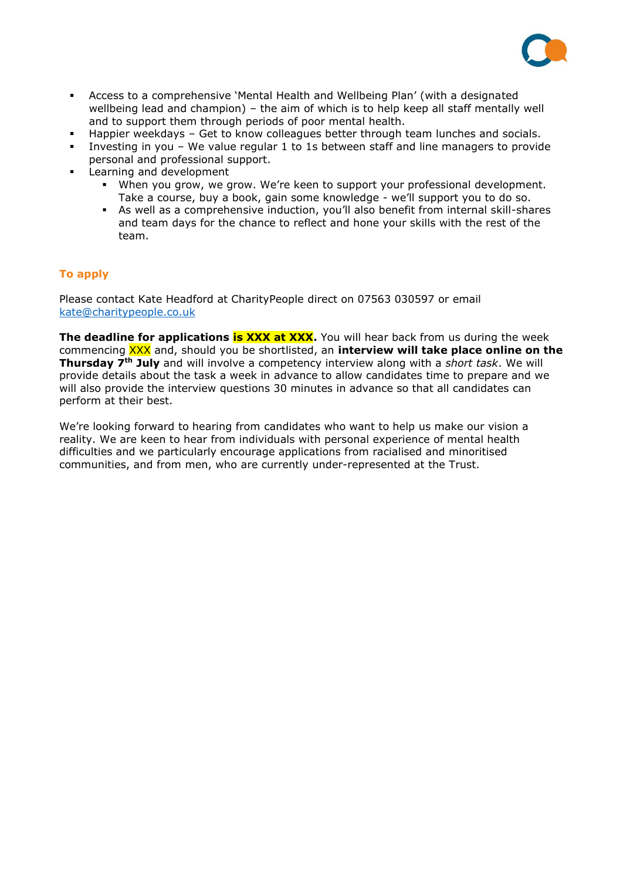- Access to a comprehensive 'Mental Health and Wellbeing Plan' (with a designated wellbeing lead and champion) – the aim of which is to help keep all staff mentally well and to support them through periods of poor mental health.
- Happier weekdays – Get to know colleagues better through team lunches and socials.
- Investing in you – We value regular 1 to 1s between staff and line managers to provide personal and professional support.
- Learning and development
  - When you grow, we grow. We're keen to support your professional development. Take a course, buy a book, gain some knowledge - we'll support you to do so.
  - As well as a comprehensive induction, you'll also benefit from internal skill-shares and team days for the chance to reflect and hone your skills with the rest of the team.

## To apply

Please contact Kate Headford at CharityPeople direct on 07563 030597 or email kate@charitypeople.co.uk

**The deadline for applications is XXX at XXX.** You will hear back from us during the week commencing XXX and, should you be shortlisted, an **interview will take place online on the Thursday 7th July** and will involve a competency interview along with a *short task*. We will provide details about the task a week in advance to allow candidates time to prepare and we will also provide the interview questions 30 minutes in advance so that all candidates can perform at their best.

We're looking forward to hearing from candidates who want to help us make our vision a reality. We are keen to hear from individuals with personal experience of mental health difficulties and we particularly encourage applications from racialised and minoritised communities, and from men, who are currently under-represented at the Trust.